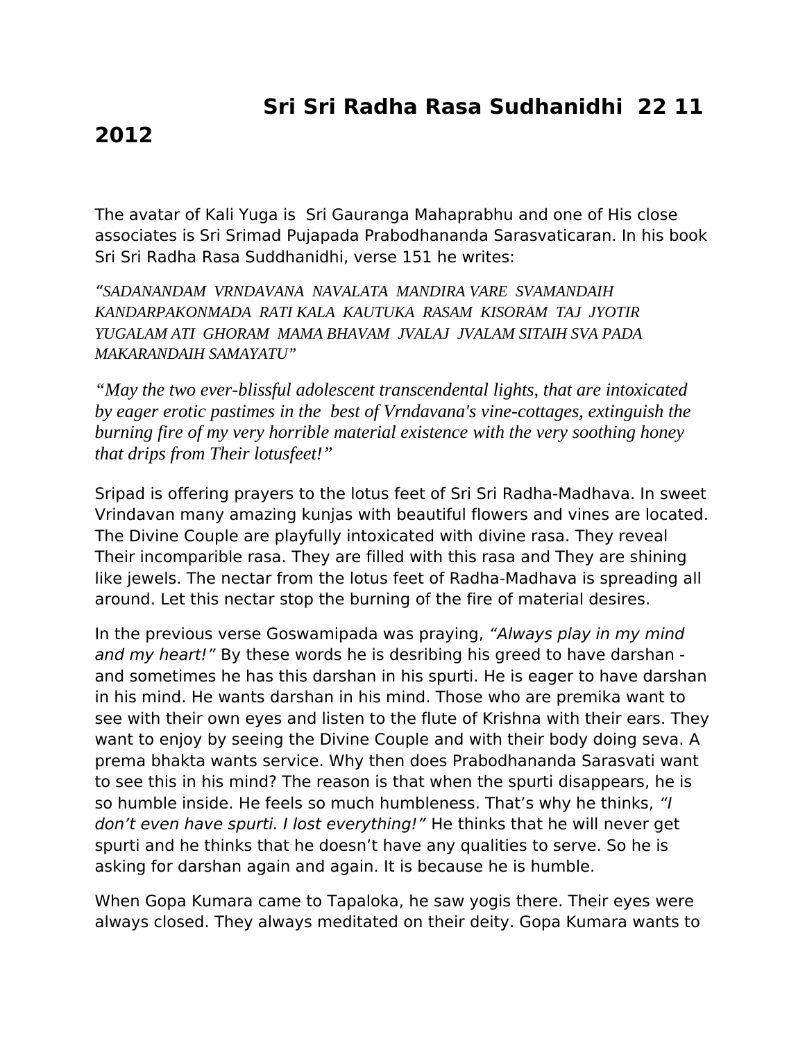# Sri Sri Radha Rasa Sudhanidhi 22 11 2012

The avatar of Kali Yuga is Sri Gauranga Mahaprabhu and one of His close associates is Sri Srimad Pujapada Prabodhananda Sarasvaticaran. In his book Sri Sri Radha Rasa Suddhanidhi, verse 151 he writes:

*"SADANANDAM VRNDAVANA NAVALATA MANDIRA VARE SVAMANDAIH KANDARPAKONMADA RATI KALA KAUTUKA RASAM KISORAM TAJ JYOTIR YUGALAM ATI GHORAM MAMA BHAVAM JVALAJ JVALAM SITAIH SVA PADA MAKARANDAIH SAMAYATU"*

*"May the two ever-blissful adolescent transcendental lights, that are intoxicated by eager erotic pastimes in the best of Vrndavana's vine-cottages, extinguish the burning fire of my very horrible material existence with the very soothing honey that drips from Their lotusfeet!"*

Sripad is offering prayers to the lotus feet of Sri Sri Radha-Madhava. In sweet Vrindavan many amazing kunjas with beautiful flowers and vines are located. The Divine Couple are playfully intoxicated with divine rasa. They reveal Their incomparible rasa. They are filled with this rasa and They are shining like jewels. The nectar from the lotus feet of Radha-Madhava is spreading all around. Let this nectar stop the burning of the fire of material desires.

In the previous verse Goswamipada was praying, *"Always play in my mind and my heart!"* By these words he is desribing his greed to have darshan - and sometimes he has this darshan in his spurti. He is eager to have darshan in his mind. He wants darshan in his mind. Those who are premika want to see with their own eyes and listen to the flute of Krishna with their ears. They want to enjoy by seeing the Divine Couple and with their body doing seva. A prema bhakta wants service. Why then does Prabodhananda Sarasvati want to see this in his mind? The reason is that when the spurti disappears, he is so humble inside. He feels so much humbleness. That's why he thinks, *"I don't even have spurti. I lost everything!"* He thinks that he will never get spurti and he thinks that he doesn't have any qualities to serve. So he is asking for darshan again and again. It is because he is humble.

When Gopa Kumara came to Tapaloka, he saw yogis there. Their eyes were always closed. They always meditated on their deity. Gopa Kumara wants to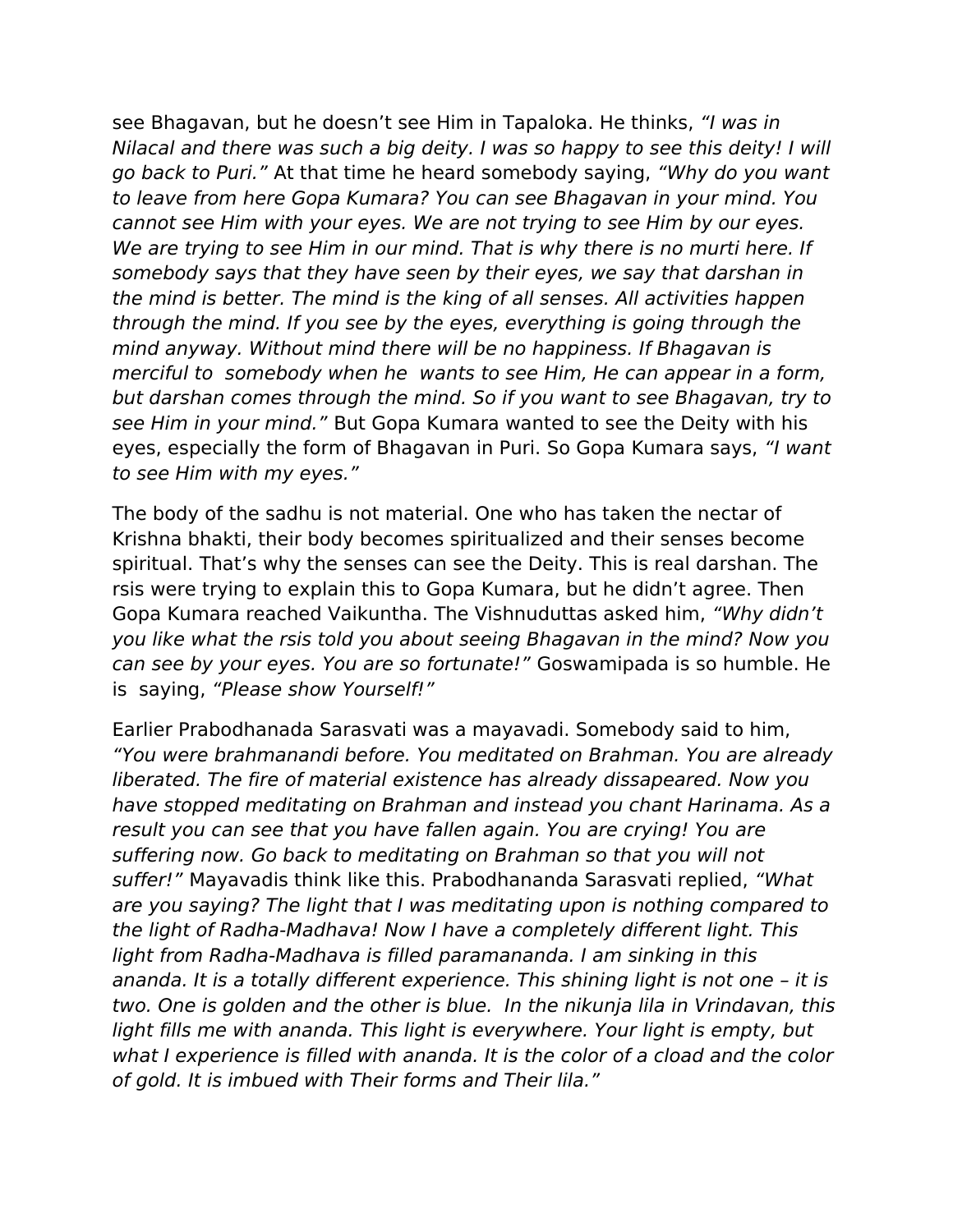see Bhagavan, but he doesn't see Him in Tapaloka. He thinks, *"I was in Nilacal and there was such a big deity. I was so happy to see this deity! I will go back to Puri."* At that time he heard somebody saying, *"Why do you want to leave from here Gopa Kumara? You can see Bhagavan in your mind. You cannot see Him with your eyes. We are not trying to see Him by our eyes. We are trying to see Him in our mind. That is why there is no murti here. If somebody says that they have seen by their eyes, we say that darshan in the mind is better. The mind is the king of all senses. All activities happen through the mind. If you see by the eyes, everything is going through the mind anyway. Without mind there will be no happiness. If Bhagavan is merciful to  somebody when he  wants to see Him, He can appear in a form, but darshan comes through the mind. So if you want to see Bhagavan, try to see Him in your mind."* But Gopa Kumara wanted to see the Deity with his eyes, especially the form of Bhagavan in Puri. So Gopa Kumara says, *"I want to see Him with my eyes."*

The body of the sadhu is not material. One who has taken the nectar of Krishna bhakti, their body becomes spiritualized and their senses become spiritual. That's why the senses can see the Deity. This is real darshan. The rsis were trying to explain this to Gopa Kumara, but he didn't agree. Then Gopa Kumara reached Vaikuntha. The Vishnuduttas asked him, *"Why didn't you like what the rsis told you about seeing Bhagavan in the mind? Now you can see by your eyes. You are so fortunate!"* Goswamipada is so humble. He is  saying, *"Please show Yourself!"*

Earlier Prabodhanada Sarasvati was a mayavadi. Somebody said to him, *"You were brahmanandi before. You meditated on Brahman. You are already liberated. The fire of material existence has already dissapeared. Now you have stopped meditating on Brahman and instead you chant Harinama. As a result you can see that you have fallen again. You are crying! You are suffering now. Go back to meditating on Brahman so that you will not suffer!"* Mayavadis think like this. Prabodhananda Sarasvati replied, *"What are you saying? The light that I was meditating upon is nothing compared to the light of Radha-Madhava! Now I have a completely different light. This light from Radha-Madhava is filled paramananda. I am sinking in this ananda. It is a totally different experience. This shining light is not one – it is two. One is golden and the other is blue.  In the nikunja lila in Vrindavan, this light fills me with ananda. This light is everywhere. Your light is empty, but what I experience is filled with ananda. It is the color of a cload and the color of gold. It is imbued with Their forms and Their lila."*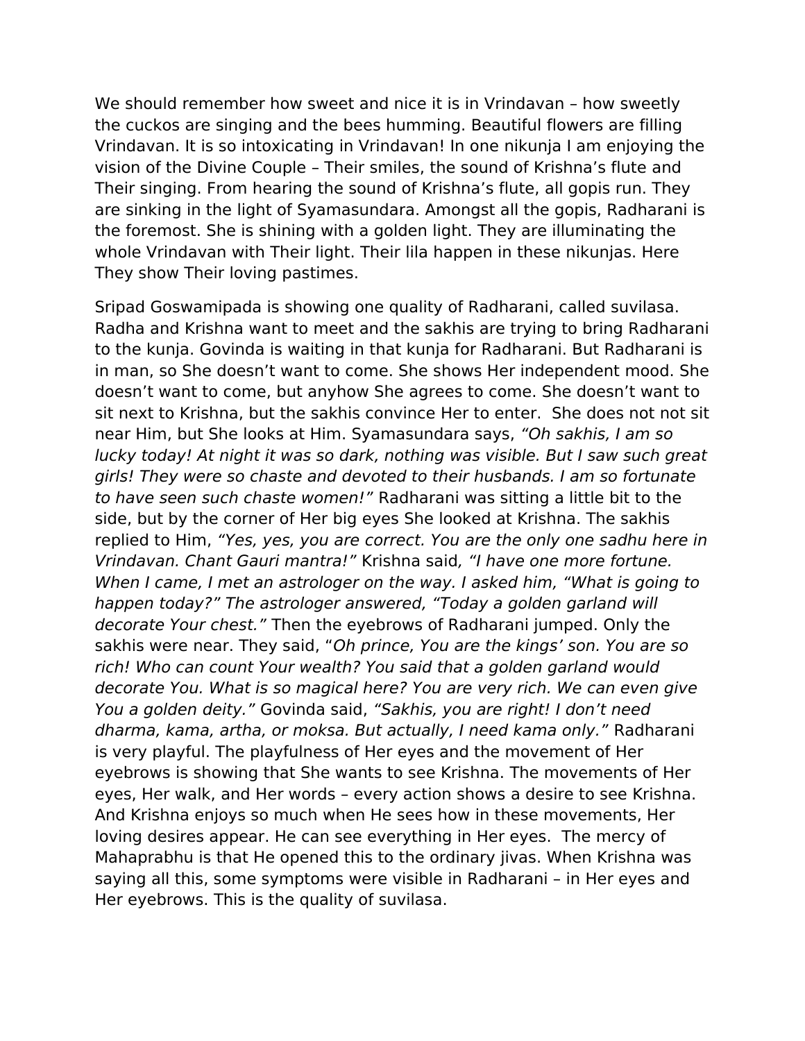We should remember how sweet and nice it is in Vrindavan – how sweetly the cuckos are singing and the bees humming. Beautiful flowers are filling Vrindavan. It is so intoxicating in Vrindavan! In one nikunja I am enjoying the vision of the Divine Couple – Their smiles, the sound of Krishna's flute and Their singing. From hearing the sound of Krishna's flute, all gopis run. They are sinking in the light of Syamasundara. Amongst all the gopis, Radharani is the foremost. She is shining with a golden light. They are illuminating the whole Vrindavan with Their light. Their lila happen in these nikunjas. Here They show Their loving pastimes.

Sripad Goswamipada is showing one quality of Radharani, called suvilasa. Radha and Krishna want to meet and the sakhis are trying to bring Radharani to the kunja. Govinda is waiting in that kunja for Radharani. But Radharani is in man, so She doesn't want to come. She shows Her independent mood. She doesn't want to come, but anyhow She agrees to come. She doesn't want to sit next to Krishna, but the sakhis convince Her to enter. She does not not sit near Him, but She looks at Him. Syamasundara says, *"Oh sakhis, I am so lucky today! At night it was so dark, nothing was visible. But I saw such great girls! They were so chaste and devoted to their husbands. I am so fortunate to have seen such chaste women!"* Radharani was sitting a little bit to the side, but by the corner of Her big eyes She looked at Krishna. The sakhis replied to Him, *"Yes, yes, you are correct. You are the only one sadhu here in Vrindavan. Chant Gauri mantra!"* Krishna said*, "I have one more fortune. When I came, I met an astrologer on the way. I asked him, "What is going to happen today?" The astrologer answered, "Today a golden garland will decorate Your chest."* Then the eyebrows of Radharani jumped. Only the sakhis were near. They said, "*Oh prince, You are the kings' son. You are so rich! Who can count Your wealth? You said that a golden garland would decorate You. What is so magical here? You are very rich. We can even give You a golden deity."* Govinda said, *"Sakhis, you are right! I don't need dharma, kama, artha, or moksa. But actually, I need kama only."* Radharani is very playful. The playfulness of Her eyes and the movement of Her eyebrows is showing that She wants to see Krishna. The movements of Her eyes, Her walk, and Her words – every action shows a desire to see Krishna. And Krishna enjoys so much when He sees how in these movements, Her loving desires appear. He can see everything in Her eyes. The mercy of Mahaprabhu is that He opened this to the ordinary jivas. When Krishna was saying all this, some symptoms were visible in Radharani – in Her eyes and Her eyebrows. This is the quality of suvilasa.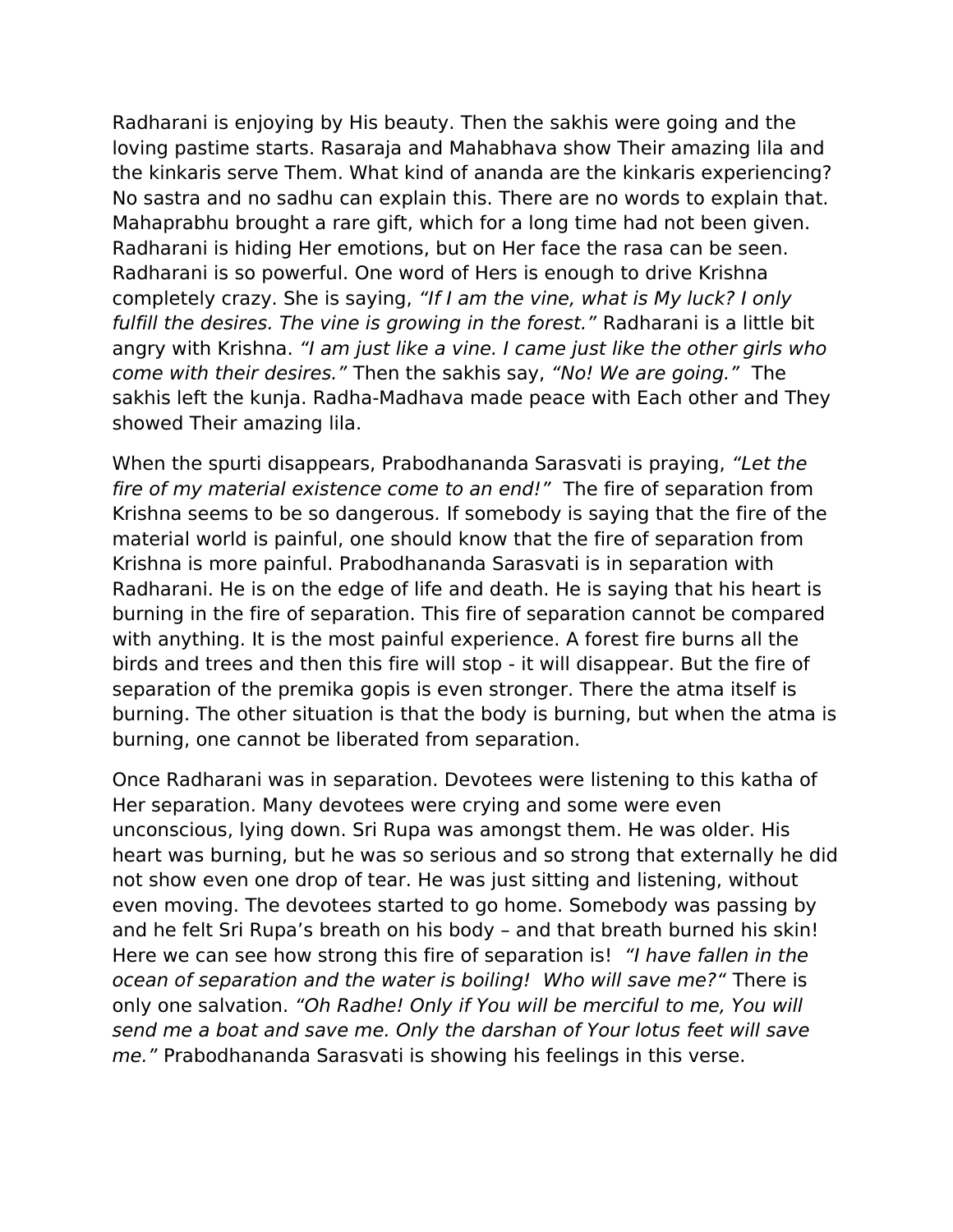Radharani is enjoying by His beauty. Then the sakhis were going and the loving pastime starts. Rasaraja and Mahabhava show Their amazing lila and the kinkaris serve Them. What kind of ananda are the kinkaris experiencing? No sastra and no sadhu can explain this. There are no words to explain that. Mahaprabhu brought a rare gift, which for a long time had not been given. Radharani is hiding Her emotions, but on Her face the rasa can be seen. Radharani is so powerful. One word of Hers is enough to drive Krishna completely crazy. She is saying, *"If I am the vine, what is My luck? I only fulfill the desires. The vine is growing in the forest."* Radharani is a little bit angry with Krishna. *"I am just like a vine. I came just like the other girls who come with their desires."* Then the sakhis say, *"No! We are going."* The sakhis left the kunja. Radha-Madhava made peace with Each other and They showed Their amazing lila.

When the spurti disappears, Prabodhananda Sarasvati is praying, *"Let the fire of my material existence come to an end!"* The fire of separation from Krishna seems to be so dangerous. If somebody is saying that the fire of the material world is painful, one should know that the fire of separation from Krishna is more painful. Prabodhananda Sarasvati is in separation with Radharani. He is on the edge of life and death. He is saying that his heart is burning in the fire of separation. This fire of separation cannot be compared with anything. It is the most painful experience. A forest fire burns all the birds and trees and then this fire will stop - it will disappear. But the fire of separation of the premika gopis is even stronger. There the atma itself is burning. The other situation is that the body is burning, but when the atma is burning, one cannot be liberated from separation.

Once Radharani was in separation. Devotees were listening to this katha of Her separation. Many devotees were crying and some were even unconscious, lying down. Sri Rupa was amongst them. He was older. His heart was burning, but he was so serious and so strong that externally he did not show even one drop of tear. He was just sitting and listening, without even moving. The devotees started to go home. Somebody was passing by and he felt Sri Rupa's breath on his body – and that breath burned his skin! Here we can see how strong this fire of separation is! *"I have fallen in the ocean of separation and the water is boiling! Who will save me?"* There is only one salvation. *"Oh Radhe! Only if You will be merciful to me, You will send me a boat and save me. Only the darshan of Your lotus feet will save me."* Prabodhananda Sarasvati is showing his feelings in this verse.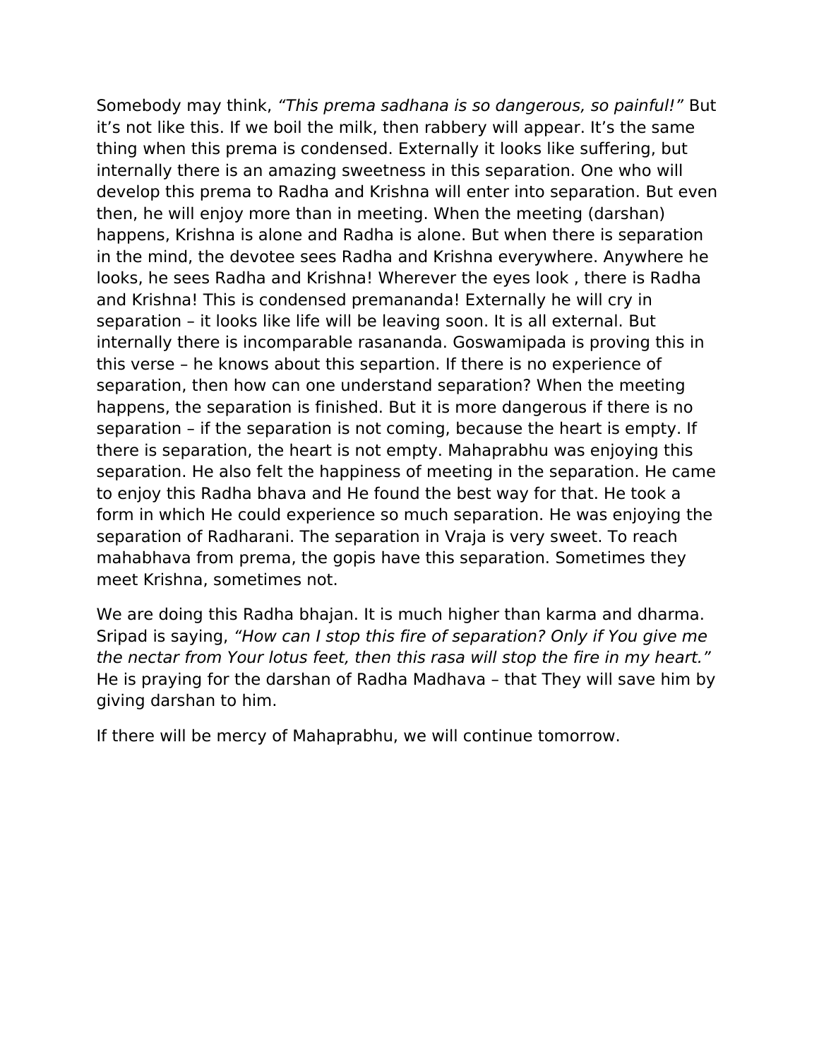Somebody may think, *"This prema sadhana is so dangerous, so painful!"* But it's not like this. If we boil the milk, then rabbery will appear. It's the same thing when this prema is condensed. Externally it looks like suffering, but internally there is an amazing sweetness in this separation. One who will develop this prema to Radha and Krishna will enter into separation. But even then, he will enjoy more than in meeting. When the meeting (darshan) happens, Krishna is alone and Radha is alone. But when there is separation in the mind, the devotee sees Radha and Krishna everywhere. Anywhere he looks, he sees Radha and Krishna! Wherever the eyes look , there is Radha and Krishna! This is condensed premananda! Externally he will cry in separation – it looks like life will be leaving soon. It is all external. But internally there is incomparable rasananda. Goswamipada is proving this in this verse – he knows about this separtion. If there is no experience of separation, then how can one understand separation? When the meeting happens, the separation is finished. But it is more dangerous if there is no separation – if the separation is not coming, because the heart is empty. If there is separation, the heart is not empty. Mahaprabhu was enjoying this separation. He also felt the happiness of meeting in the separation. He came to enjoy this Radha bhava and He found the best way for that. He took a form in which He could experience so much separation. He was enjoying the separation of Radharani. The separation in Vraja is very sweet. To reach mahabhava from prema, the gopis have this separation. Sometimes they meet Krishna, sometimes not.

We are doing this Radha bhajan. It is much higher than karma and dharma. Sripad is saying, *"How can I stop this fire of separation? Only if You give me the nectar from Your lotus feet, then this rasa will stop the fire in my heart."* He is praying for the darshan of Radha Madhava – that They will save him by giving darshan to him.

If there will be mercy of Mahaprabhu, we will continue tomorrow.